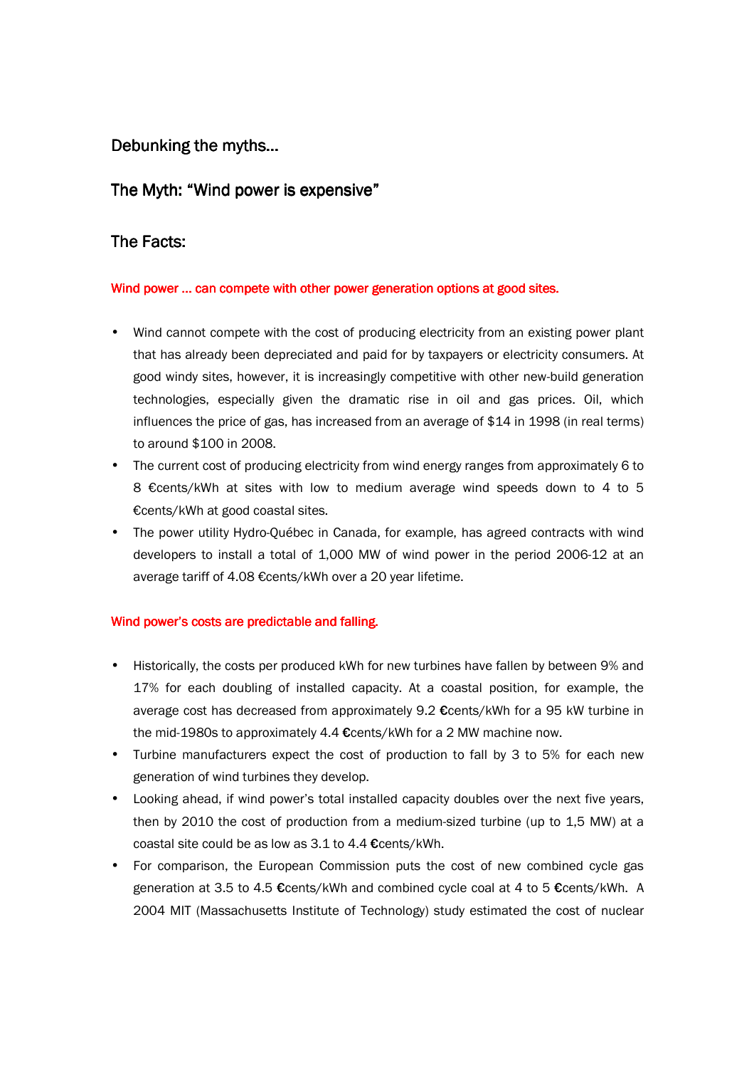## Debunking the myths…

## The Myth: "Wind power is expensive"

## The Facts:

**Wind power … can compete with other power generation options at good sites.**

- Wind cannot compete with the cost of producing electricity from an existing power plant that has already been depreciated and paid for by taxpayers or electricity consumers. At good windy sites, however, it is increasingly competitive with other new-build generation technologies, especially given the dramatic rise in oil and gas prices. Oil, which influences the price of gas, has increased from an average of $14 in 1998 (in real terms) to around $100 in 2008.
- The current cost of producing electricity from wind energy ranges from approximately 6 to 8 €cents/kWh at sites with low to medium average wind speeds down to 4 to 5 €cents/kWh at good coastal sites.
- The power utility Hydro-Québec in Canada, for example, has agreed contracts with wind developers to install a total of 1,000 MW of wind power in the period 2006-12 at an average tariff of 4.08 €cents/kWh over a 20 year lifetime.

**Wind power's costs are predictable and falling.**

- Historically, the costs per produced kWh for new turbines have fallen by between 9% and 17% for each doubling of installed capacity. At a coastal position, for example, the average cost has decreased from approximately 9.2 €cents/kWh for a 95 kW turbine in the mid-1980s to approximately 4.4 €cents/kWh for a 2 MW machine now.
- Turbine manufacturers expect the cost of production to fall by 3 to 5% for each new generation of wind turbines they develop.
- Looking ahead, if wind power's total installed capacity doubles over the next five years, then by 2010 the cost of production from a medium-sized turbine (up to 1,5 MW) at a coastal site could be as low as 3.1 to 4.4 €cents/kWh.
- For comparison, the European Commission puts the cost of new combined cycle gas generation at 3.5 to 4.5 €cents/kWh and combined cycle coal at 4 to 5 €cents/kWh. A 2004 MIT (Massachusetts Institute of Technology) study estimated the cost of nuclear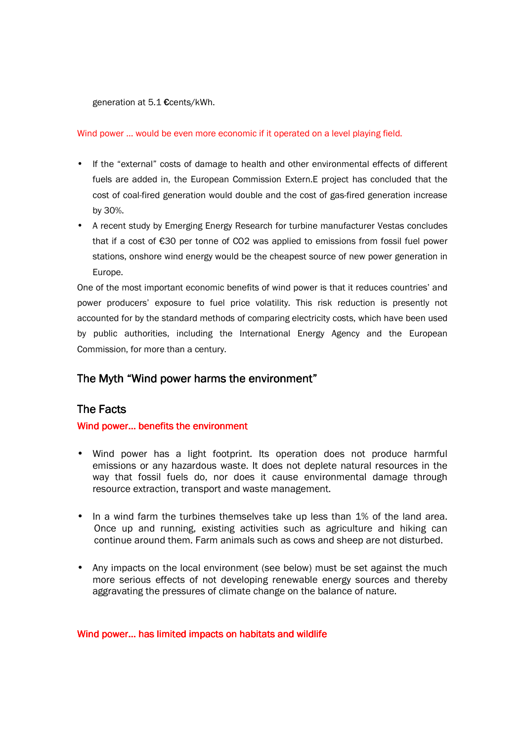generation at 5.1 €cents/kWh.

Wind power … would be even more economic if it operated on a level playing field.

- If the "external" costs of damage to health and other environmental effects of different fuels are added in, the European Commission Extern.E project has concluded that the cost of coal-fired generation would double and the cost of gas-fired generation increase by 30%.
- A recent study by Emerging Energy Research for turbine manufacturer Vestas concludes that if a cost of €30 per tonne of $CO_2$ was applied to emissions from fossil fuel power stations, onshore wind energy would be the cheapest source of new power generation in Europe.

One of the most important economic benefits of wind power is that it reduces countries' and power producers' exposure to fuel price volatility. This risk reduction is presently not accounted for by the standard methods of comparing electricity costs, which have been used by public authorities, including the International Energy Agency and the European Commission, for more than a century.

## The Myth "Wind power harms the environment"

## The Facts

### Wind power… benefits the environment

- Wind power has a light footprint. Its operation does not produce harmful emissions or any hazardous waste. It does not deplete natural resources in the way that fossil fuels do, nor does it cause environmental damage through resource extraction, transport and waste management.

- In a wind farm the turbines themselves take up less than 1% of the land area. Once up and running, existing activities such as agriculture and hiking can continue around them. Farm animals such as cows and sheep are not disturbed.

- Any impacts on the local environment (see below) must be set against the much more serious effects of not developing renewable energy sources and thereby aggravating the pressures of climate change on the balance of nature.

### Wind power… has limited impacts on habitats and wildlife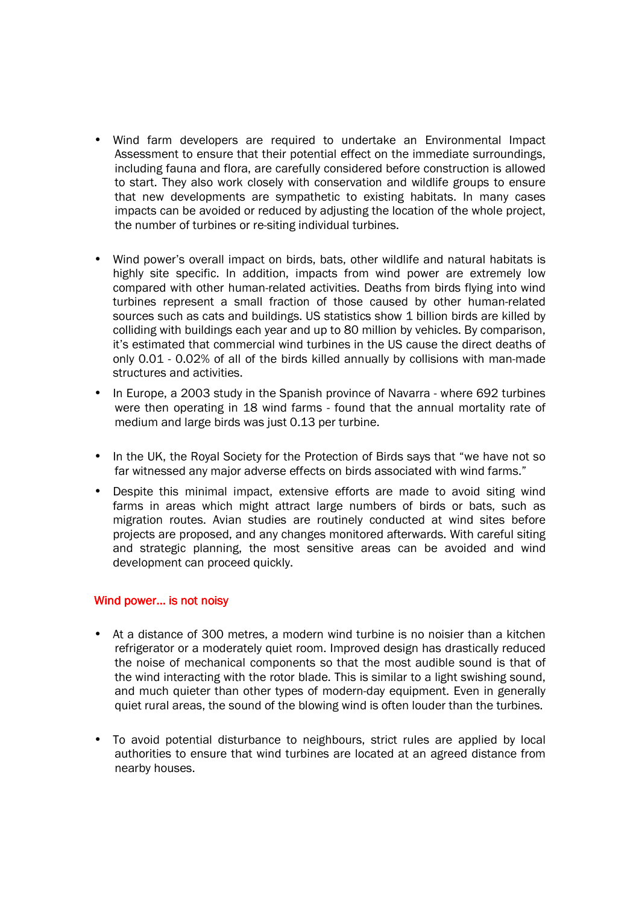- Wind farm developers are required to undertake an Environmental Impact Assessment to ensure that their potential effect on the immediate surroundings, including fauna and flora, are carefully considered before construction is allowed to start. They also work closely with conservation and wildlife groups to ensure that new developments are sympathetic to existing habitats. In many cases impacts can be avoided or reduced by adjusting the location of the whole project, the number of turbines or re-siting individual turbines.

- Wind power's overall impact on birds, bats, other wildlife and natural habitats is highly site specific. In addition, impacts from wind power are extremely low compared with other human-related activities. Deaths from birds flying into wind turbines represent a small fraction of those caused by other human-related sources such as cats and buildings. US statistics show 1 billion birds are killed by colliding with buildings each year and up to 80 million by vehicles. By comparison, it's estimated that commercial wind turbines in the US cause the direct deaths of only 0.01 - 0.02% of all of the birds killed annually by collisions with man-made structures and activities.
- In Europe, a 2003 study in the Spanish province of Navarra - where 692 turbines were then operating in 18 wind farms - found that the annual mortality rate of medium and large birds was just 0.13 per turbine.

- In the UK, the Royal Society for the Protection of Birds says that "we have not so far witnessed any major adverse effects on birds associated with wind farms."
- Despite this minimal impact, extensive efforts are made to avoid siting wind farms in areas which might attract large numbers of birds or bats, such as migration routes. Avian studies are routinely conducted at wind sites before projects are proposed, and any changes monitored afterwards. With careful siting and strategic planning, the most sensitive areas can be avoided and wind development can proceed quickly.

## Wind power… is not noisy

- At a distance of 300 metres, a modern wind turbine is no noisier than a kitchen refrigerator or a moderately quiet room. Improved design has drastically reduced the noise of mechanical components so that the most audible sound is that of the wind interacting with the rotor blade. This is similar to a light swishing sound, and much quieter than other types of modern-day equipment. Even in generally quiet rural areas, the sound of the blowing wind is often louder than the turbines.

- To avoid potential disturbance to neighbours, strict rules are applied by local authorities to ensure that wind turbines are located at an agreed distance from nearby houses.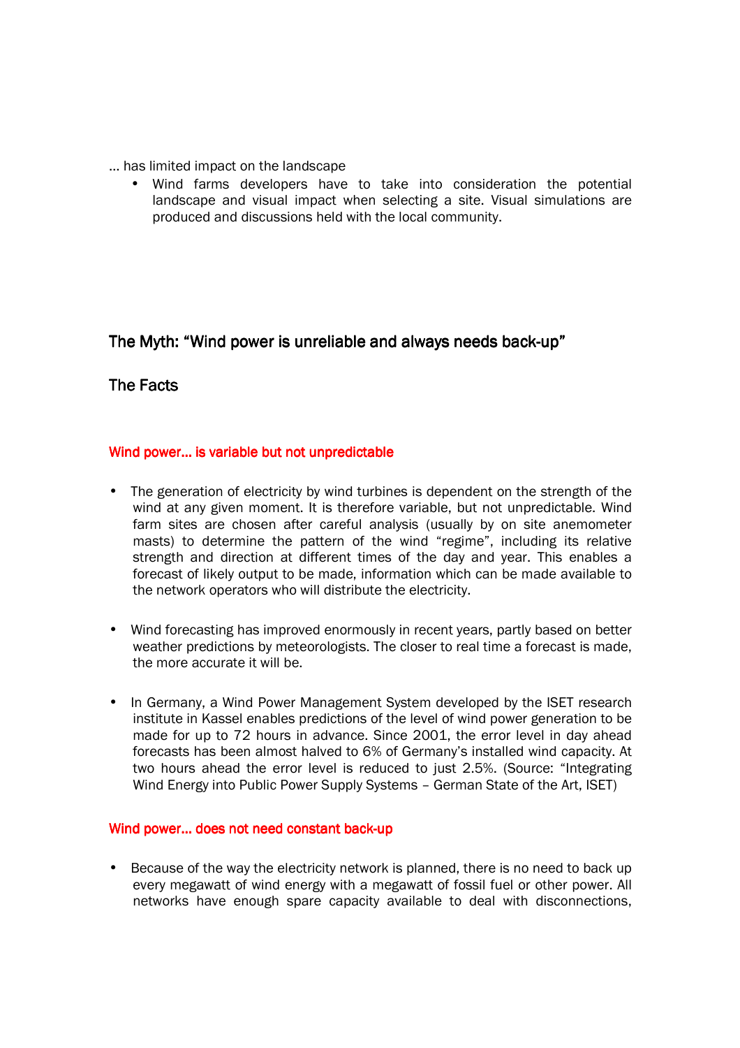… has limited impact on the landscape

- Wind farms developers have to take into consideration the potential landscape and visual impact when selecting a site. Visual simulations are produced and discussions held with the local community.

## The Myth: “Wind power is unreliable and always needs back-up”

## The Facts

### Wind power… is variable but not unpredictable

- The generation of electricity by wind turbines is dependent on the strength of the wind at any given moment. It is therefore variable, but not unpredictable. Wind farm sites are chosen after careful analysis (usually by on site anemometer masts) to determine the pattern of the wind “regime”, including its relative strength and direction at different times of the day and year. This enables a forecast of likely output to be made, information which can be made available to the network operators who will distribute the electricity.

- Wind forecasting has improved enormously in recent years, partly based on better weather predictions by meteorologists. The closer to real time a forecast is made, the more accurate it will be.

- In Germany, a Wind Power Management System developed by the ISET research institute in Kassel enables predictions of the level of wind power generation to be made for up to 72 hours in advance. Since 2001, the error level in day ahead forecasts has been almost halved to 6% of Germany’s installed wind capacity. At two hours ahead the error level is reduced to just 2.5%. (Source: “Integrating Wind Energy into Public Power Supply Systems – German State of the Art, ISET)

### Wind power… does not need constant back-up

- Because of the way the electricity network is planned, there is no need to back up every megawatt of wind energy with a megawatt of fossil fuel or other power. All networks have enough spare capacity available to deal with disconnections,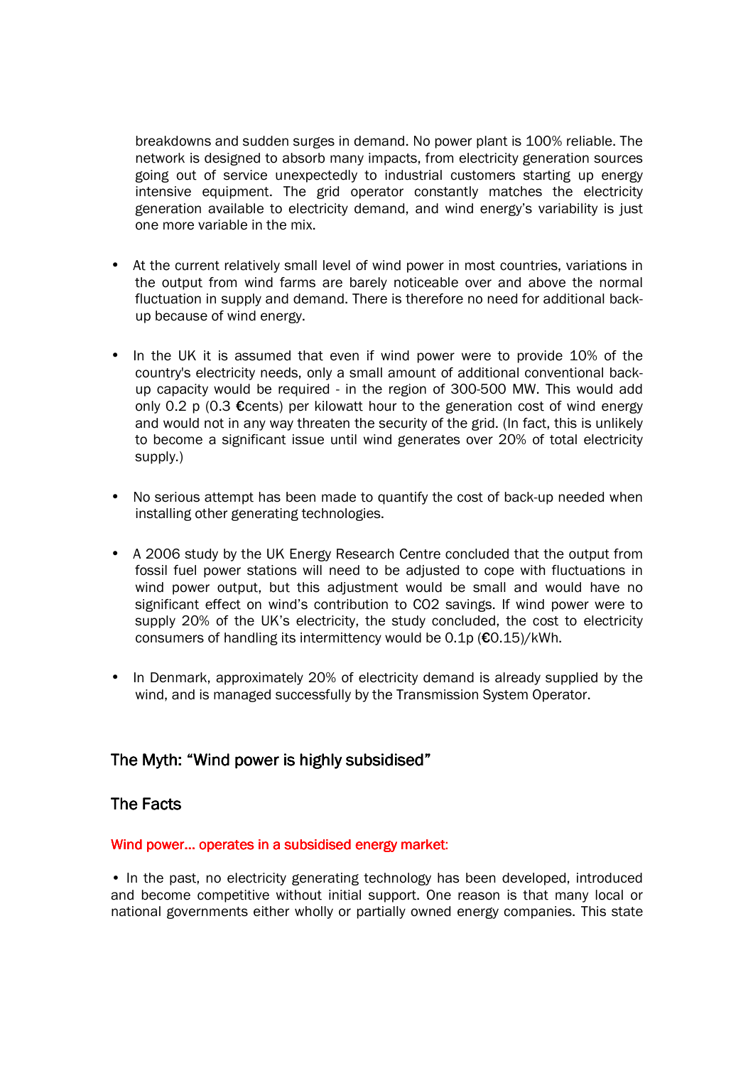breakdowns and sudden surges in demand. No power plant is 100% reliable. The network is designed to absorb many impacts, from electricity generation sources going out of service unexpectedly to industrial customers starting up energy intensive equipment. The grid operator constantly matches the electricity generation available to electricity demand, and wind energy's variability is just one more variable in the mix.

- At the current relatively small level of wind power in most countries, variations in the output from wind farms are barely noticeable over and above the normal fluctuation in supply and demand. There is therefore no need for additional back-up because of wind energy.

- In the UK it is assumed that even if wind power were to provide 10% of the country's electricity needs, only a small amount of additional conventional back-up capacity would be required - in the region of 300-500 MW. This would add only 0.2 p (0.3 €cents) per kilowatt hour to the generation cost of wind energy and would not in any way threaten the security of the grid. (In fact, this is unlikely to become a significant issue until wind generates over 20% of total electricity supply.)

- No serious attempt has been made to quantify the cost of back-up needed when installing other generating technologies.

- A 2006 study by the UK Energy Research Centre concluded that the output from fossil fuel power stations will need to be adjusted to cope with fluctuations in wind power output, but this adjustment would be small and would have no significant effect on wind's contribution to $CO_2$ savings. If wind power were to supply 20% of the UK's electricity, the study concluded, the cost to electricity consumers of handling its intermittency would be 0.1p (€0.15)/kWh.

- In Denmark, approximately 20% of electricity demand is already supplied by the wind, and is managed successfully by the Transmission System Operator.

## The Myth: "Wind power is highly subsidised"

## The Facts

**Wind power... operates in a subsidised energy market:**

• In the past, no electricity generating technology has been developed, introduced and become competitive without initial support. One reason is that many local or national governments either wholly or partially owned energy companies. This state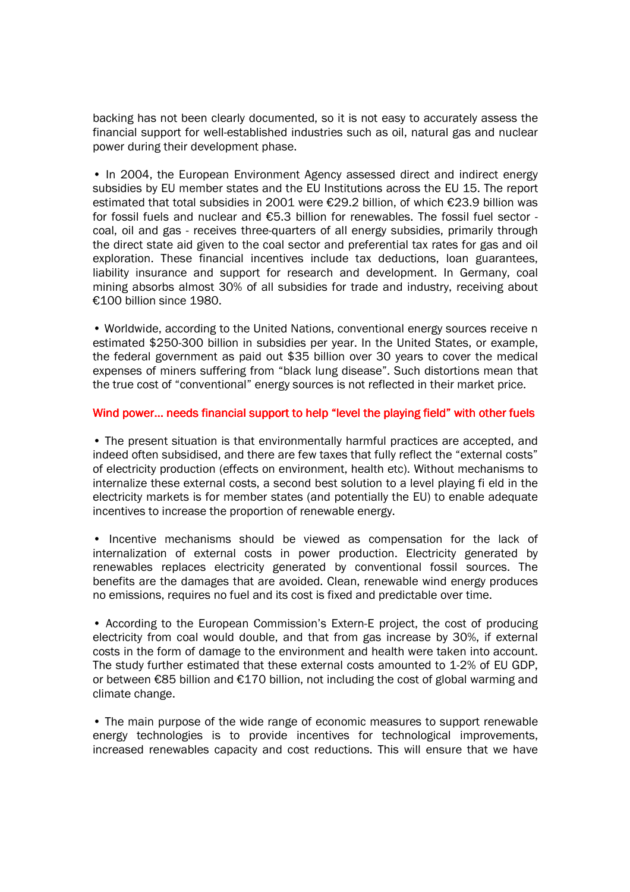backing has not been clearly documented, so it is not easy to accurately assess the financial support for well-established industries such as oil, natural gas and nuclear power during their development phase.

• In 2004, the European Environment Agency assessed direct and indirect energy subsidies by EU member states and the EU Institutions across the EU 15. The report estimated that total subsidies in 2001 were €29.2 billion, of which €23.9 billion was for fossil fuels and nuclear and €5.3 billion for renewables. The fossil fuel sector - coal, oil and gas - receives three-quarters of all energy subsidies, primarily through the direct state aid given to the coal sector and preferential tax rates for gas and oil exploration. These financial incentives include tax deductions, loan guarantees, liability insurance and support for research and development. In Germany, coal mining absorbs almost 30% of all subsidies for trade and industry, receiving about €100 billion since 1980.

• Worldwide, according to the United Nations, conventional energy sources receive n estimated $250-300 billion in subsidies per year. In the United States, or example, the federal government as paid out $35 billion over 30 years to cover the medical expenses of miners suffering from “black lung disease”. Such distortions mean that the true cost of “conventional” energy sources is not reflected in their market price.

### Wind power… needs financial support to help “level the playing field” with other fuels

• The present situation is that environmentally harmful practices are accepted, and indeed often subsidised, and there are few taxes that fully reflect the “external costs” of electricity production (effects on environment, health etc). Without mechanisms to internalize these external costs, a second best solution to a level playing fi eld in the electricity markets is for member states (and potentially the EU) to enable adequate incentives to increase the proportion of renewable energy.

• Incentive mechanisms should be viewed as compensation for the lack of internalization of external costs in power production. Electricity generated by renewables replaces electricity generated by conventional fossil sources. The benefits are the damages that are avoided. Clean, renewable wind energy produces no emissions, requires no fuel and its cost is fixed and predictable over time.

• According to the European Commission’s Extern-E project, the cost of producing electricity from coal would double, and that from gas increase by 30%, if external costs in the form of damage to the environment and health were taken into account. The study further estimated that these external costs amounted to 1-2% of EU GDP, or between €85 billion and €170 billion, not including the cost of global warming and climate change.

• The main purpose of the wide range of economic measures to support renewable energy technologies is to provide incentives for technological improvements, increased renewables capacity and cost reductions. This will ensure that we have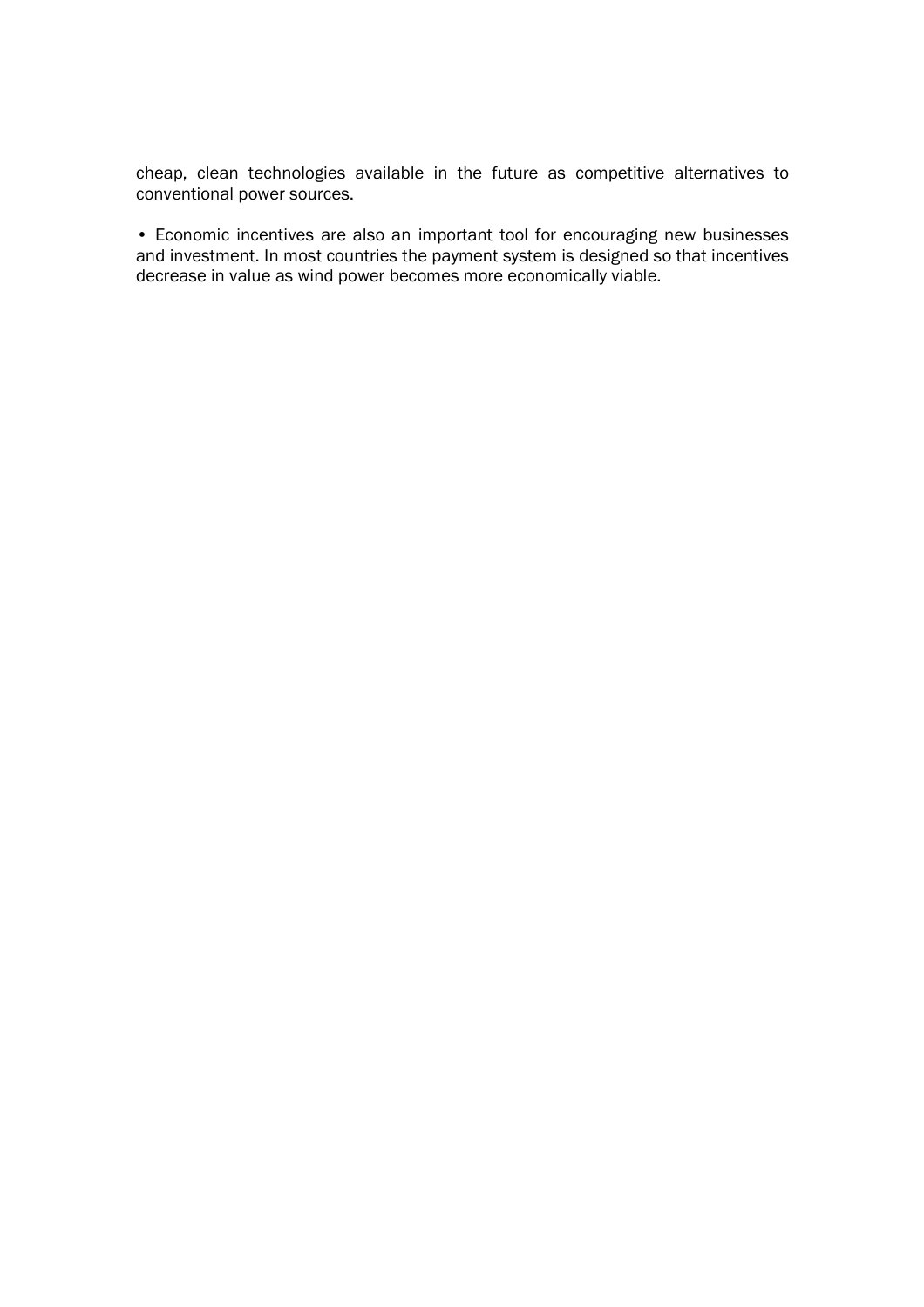cheap, clean technologies available in the future as competitive alternatives to conventional power sources.

- Economic incentives are also an important tool for encouraging new businesses and investment. In most countries the payment system is designed so that incentives decrease in value as wind power becomes more economically viable.